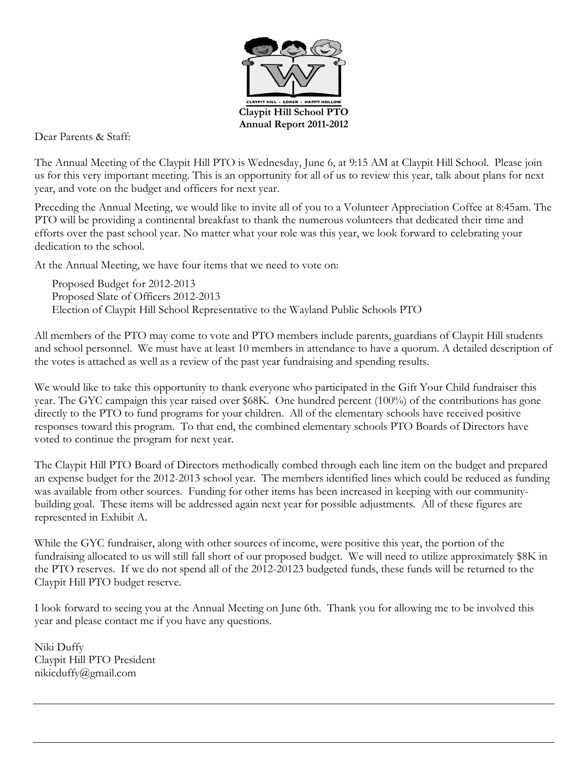CLAYPIT HILL - LOKER - HAPPY HOLLOW

**Claypit Hill School PTO**
**Annual Report 2011-2012**

Dear Parents & Staff:

The Annual Meeting of the Claypit Hill PTO is Wednesday, June 6, at 9:15 AM at Claypit Hill School. Please join us for this very important meeting. This is an opportunity for all of us to review this year, talk about plans for next year, and vote on the budget and officers for next year.

Preceding the Annual Meeting, we would like to invite all of you to a Volunteer Appreciation Coffee at 8:45am. The PTO will be providing a continental breakfast to thank the numerous volunteers that dedicated their time and efforts over the past school year. No matter what your role was this year, we look forward to celebrating your dedication to the school.

At the Annual Meeting, we have four items that we need to vote on:

Proposed Budget for 2012-2013
Proposed Slate of Officers 2012-2013
Election of Claypit Hill School Representative to the Wayland Public Schools PTO

All members of the PTO may come to vote and PTO members include parents, guardians of Claypit Hill students and school personnel. We must have at least 10 members in attendance to have a quorum. A detailed description of the votes is attached as well as a review of the past year fundraising and spending results.

We would like to take this opportunity to thank everyone who participated in the Gift Your Child fundraiser this year. The GYC campaign this year raised over $68K. One hundred percent (100%) of the contributions has gone directly to the PTO to fund programs for your children. All of the elementary schools have received positive responses toward this program. To that end, the combined elementary schools PTO Boards of Directors have voted to continue the program for next year.

The Claypit Hill PTO Board of Directors methodically combed through each line item on the budget and prepared an expense budget for the 2012-2013 school year. The members identified lines which could be reduced as funding was available from other sources. Funding for other items has been increased in keeping with our community-building goal. These items will be addressed again next year for possible adjustments. All of these figures are represented in Exhibit A.

While the GYC fundraiser, along with other sources of income, were positive this year, the portion of the fundraising allocated to us will still fall short of our proposed budget. We will need to utilize approximately $8K in the PTO reserves. If we do not spend all of the 2012-20123 budgeted funds, these funds will be returned to the Claypit Hill PTO budget reserve.

I look forward to seeing you at the Annual Meeting on June 6th. Thank you for allowing me to be involved this year and please contact me if you have any questions.

Niki Duffy
Claypit Hill PTO President
nikicduffy@gmail.com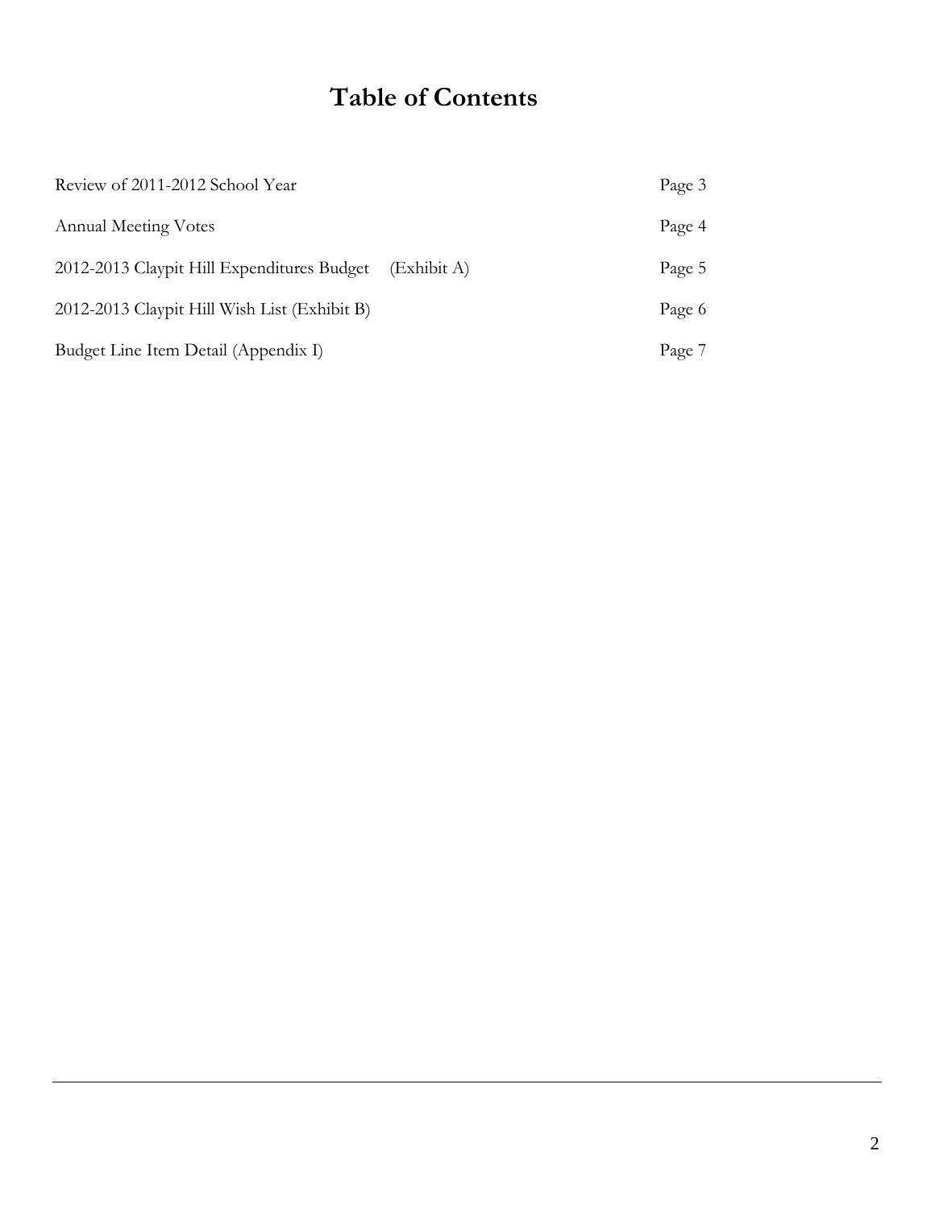# Table of Contents

| | |
|---|---|
| Review of 2011-2012 School Year | Page 3 |
| Annual Meeting Votes | Page 4 |
| 2012-2013 Claypit Hill Expenditures Budget (Exhibit A) | Page 5 |
| 2012-2013 Claypit Hill Wish List (Exhibit B) | Page 6 |
| Budget Line Item Detail (Appendix I) | Page 7 |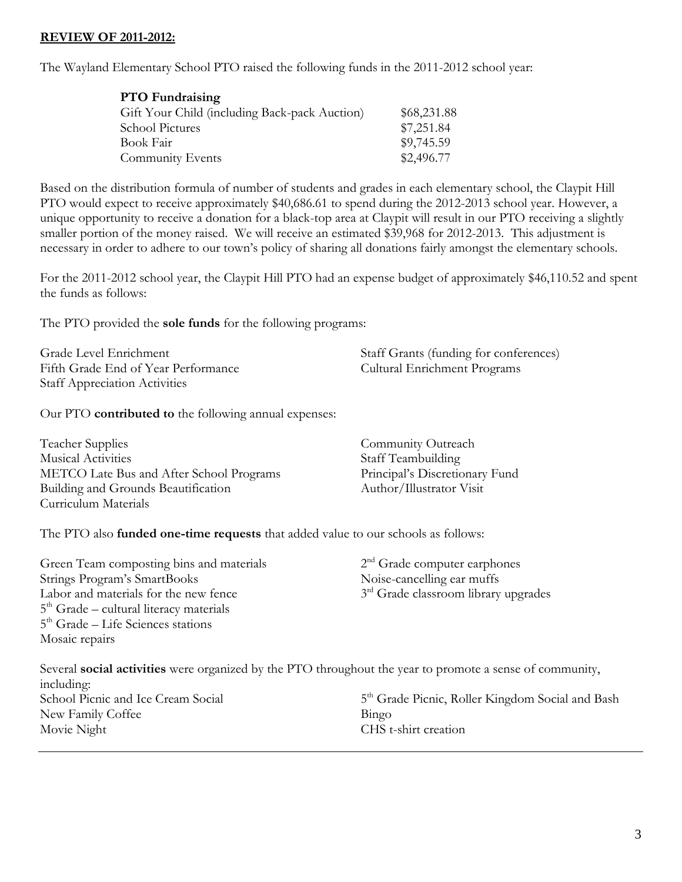**REVIEW OF 2011-2012:**

The Wayland Elementary School PTO raised the following funds in the 2011-2012 school year:

| **PTO Fundraising** | |
|---|---|
| Gift Your Child (including Back-pack Auction) | $68,231.88 |
| School Pictures | $7,251.84 |
| Book Fair | $9,745.59 |
| Community Events | $2,496.77 |

Based on the distribution formula of number of students and grades in each elementary school, the Claypit Hill PTO would expect to receive approximately $40,686.61 to spend during the 2012-2013 school year. However, a unique opportunity to receive a donation for a black-top area at Claypit will result in our PTO receiving a slightly smaller portion of the money raised. We will receive an estimated $39,968 for 2012-2013. This adjustment is necessary in order to adhere to our town's policy of sharing all donations fairly amongst the elementary schools.

For the 2011-2012 school year, the Claypit Hill PTO had an expense budget of approximately $46,110.52 and spent the funds as follows:

The PTO provided the **sole funds** for the following programs:

- Grade Level Enrichment
- Fifth Grade End of Year Performance
- Staff Appreciation Activities
- Staff Grants (funding for conferences)
- Cultural Enrichment Programs

Our PTO **contributed to** the following annual expenses:

- Teacher Supplies
- Musical Activities
- METCO Late Bus and After School Programs
- Building and Grounds Beautification
- Curriculum Materials
- Community Outreach
- Staff Teambuilding
- Principal's Discretionary Fund
- Author/Illustrator Visit

The PTO also **funded one-time requests** that added value to our schools as follows:

- Green Team composting bins and materials
- Strings Program's SmartBooks
- Labor and materials for the new fence
- 5th Grade – cultural literacy materials
- 5th Grade – Life Sciences stations
- Mosaic repairs
- 2nd Grade computer earphones
- Noise-cancelling ear muffs
- 3rd Grade classroom library upgrades

Several **social activities** were organized by the PTO throughout the year to promote a sense of community, including:

- School Picnic and Ice Cream Social
- New Family Coffee
- Movie Night
- 5th Grade Picnic, Roller Kingdom Social and Bash
- Bingo
- CHS t-shirt creation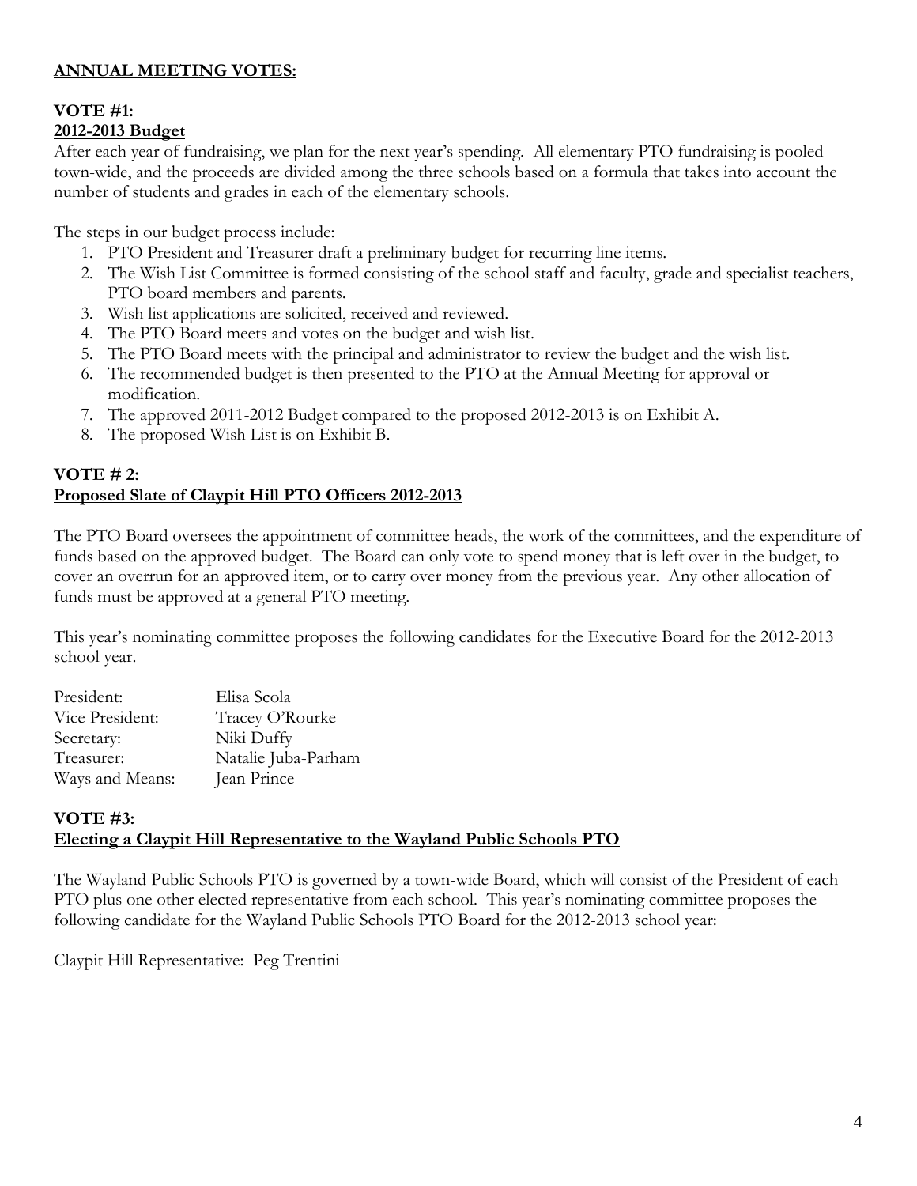**ANNUAL MEETING VOTES:**

**VOTE #1:**
**2012-2013 Budget**

After each year of fundraising, we plan for the next year's spending. All elementary PTO fundraising is pooled town-wide, and the proceeds are divided among the three schools based on a formula that takes into account the number of students and grades in each of the elementary schools.

The steps in our budget process include:

1. PTO President and Treasurer draft a preliminary budget for recurring line items.
2. The Wish List Committee is formed consisting of the school staff and faculty, grade and specialist teachers, PTO board members and parents.
3. Wish list applications are solicited, received and reviewed.
4. The PTO Board meets and votes on the budget and wish list.
5. The PTO Board meets with the principal and administrator to review the budget and the wish list.
6. The recommended budget is then presented to the PTO at the Annual Meeting for approval or modification.
7. The approved 2011-2012 Budget compared to the proposed 2012-2013 is on Exhibit A.
8. The proposed Wish List is on Exhibit B.

**VOTE # 2:**
**Proposed Slate of Claypit Hill PTO Officers 2012-2013**

The PTO Board oversees the appointment of committee heads, the work of the committees, and the expenditure of funds based on the approved budget. The Board can only vote to spend money that is left over in the budget, to cover an overrun for an approved item, or to carry over money from the previous year. Any other allocation of funds must be approved at a general PTO meeting.

This year's nominating committee proposes the following candidates for the Executive Board for the 2012-2013 school year.

| | |
|---|---|
| President: | Elisa Scola |
| Vice President: | Tracey O'Rourke |
| Secretary: | Niki Duffy |
| Treasurer: | Natalie Juba-Parham |
| Ways and Means: | Jean Prince |

**VOTE #3:**
**Electing a Claypit Hill Representative to the Wayland Public Schools PTO**

The Wayland Public Schools PTO is governed by a town-wide Board, which will consist of the President of each PTO plus one other elected representative from each school. This year's nominating committee proposes the following candidate for the Wayland Public Schools PTO Board for the 2012-2013 school year:

Claypit Hill Representative: Peg Trentini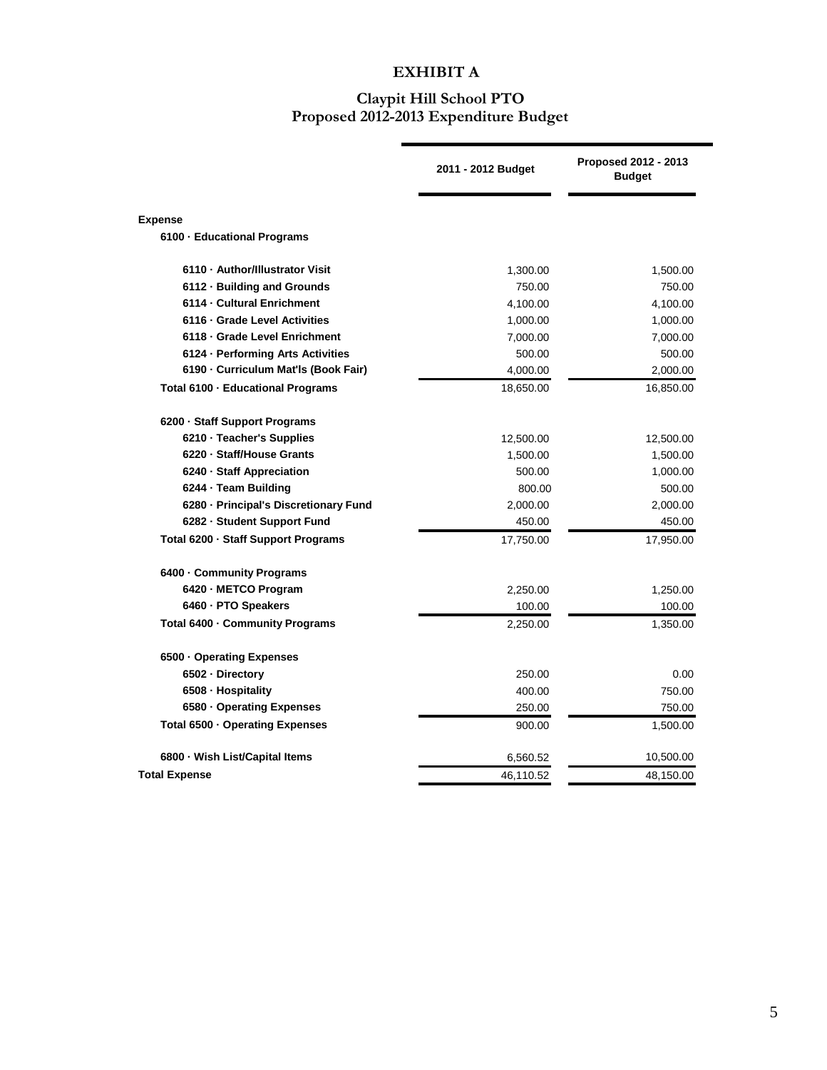# EXHIBIT A

## Claypit Hill School PTO
## Proposed 2012-2013 Expenditure Budget

| | 2011 - 2012 Budget | Proposed 2012 - 2013 Budget |
|---|---|---|
| **Expense** | | |
| **6100 · Educational Programs** | | |
| **6110 · Author/Illustrator Visit** | 1,300.00 | 1,500.00 |
| **6112 · Building and Grounds** | 750.00 | 750.00 |
| **6114 · Cultural Enrichment** | 4,100.00 | 4,100.00 |
| **6116 · Grade Level Activities** | 1,000.00 | 1,000.00 |
| **6118 · Grade Level Enrichment** | 7,000.00 | 7,000.00 |
| **6124 · Performing Arts Activities** | 500.00 | 500.00 |
| **6190 · Curriculum Mat'ls (Book Fair)** | 4,000.00 | 2,000.00 |
| **Total 6100 · Educational Programs** | 18,650.00 | 16,850.00 |
| **6200 · Staff Support Programs** | | |
| **6210 · Teacher's Supplies** | 12,500.00 | 12,500.00 |
| **6220 · Staff/House Grants** | 1,500.00 | 1,500.00 |
| **6240 · Staff Appreciation** | 500.00 | 1,000.00 |
| **6244 · Team Building** | 800.00 | 500.00 |
| **6280 · Principal's Discretionary Fund** | 2,000.00 | 2,000.00 |
| **6282 · Student Support Fund** | 450.00 | 450.00 |
| **Total 6200 · Staff Support Programs** | 17,750.00 | 17,950.00 |
| **6400 · Community Programs** | | |
| **6420 · METCO Program** | 2,250.00 | 1,250.00 |
| **6460 · PTO Speakers** | 100.00 | 100.00 |
| **Total 6400 · Community Programs** | 2,250.00 | 1,350.00 |
| **6500 · Operating Expenses** | | |
| **6502 · Directory** | 250.00 | 0.00 |
| **6508 · Hospitality** | 400.00 | 750.00 |
| **6580 · Operating Expenses** | 250.00 | 750.00 |
| **Total 6500 · Operating Expenses** | 900.00 | 1,500.00 |
| **6800 · Wish List/Capital Items** | 6,560.52 | 10,500.00 |
| **Total Expense** | 46,110.52 | 48,150.00 |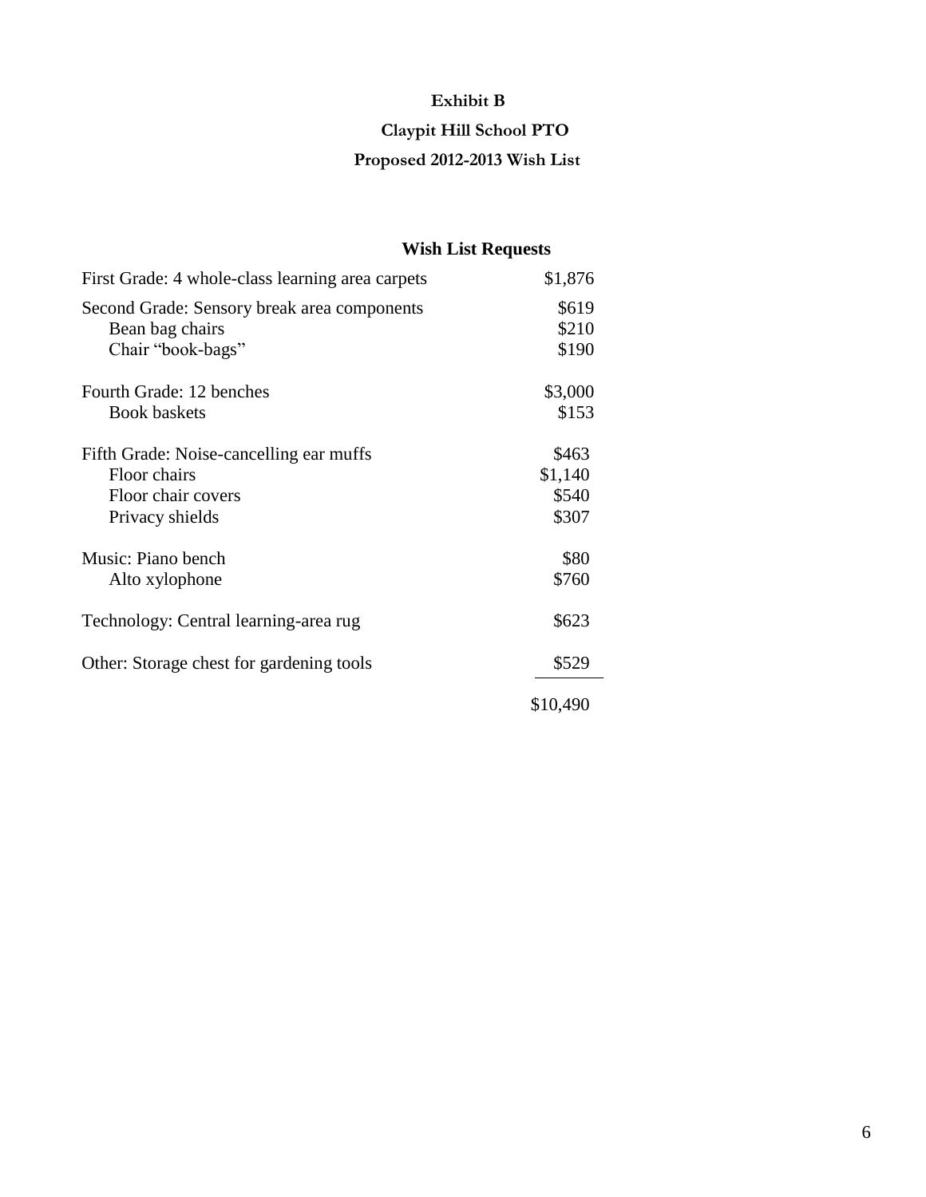# Exhibit B

## Claypit Hill School PTO

## Proposed 2012-2013 Wish List

### Wish List Requests

| Item | Amount |
| --- | --- |
| First Grade: 4 whole-class learning area carpets | $1,876 |
| Second Grade: Sensory break area components | $619 |
| Bean bag chairs | $210 |
| Chair "book-bags" | $190 |
| Fourth Grade: 12 benches | $3,000 |
| Book baskets | $153 |
| Fifth Grade: Noise-cancelling ear muffs | $463 |
| Floor chairs | $1,140 |
| Floor chair covers | $540 |
| Privacy shields | $307 |
| Music: Piano bench | $80 |
| Alto xylophone | $760 |
| Technology: Central learning-area rug | $623 |
| Other: Storage chest for gardening tools | $529 |
| | $10,490 |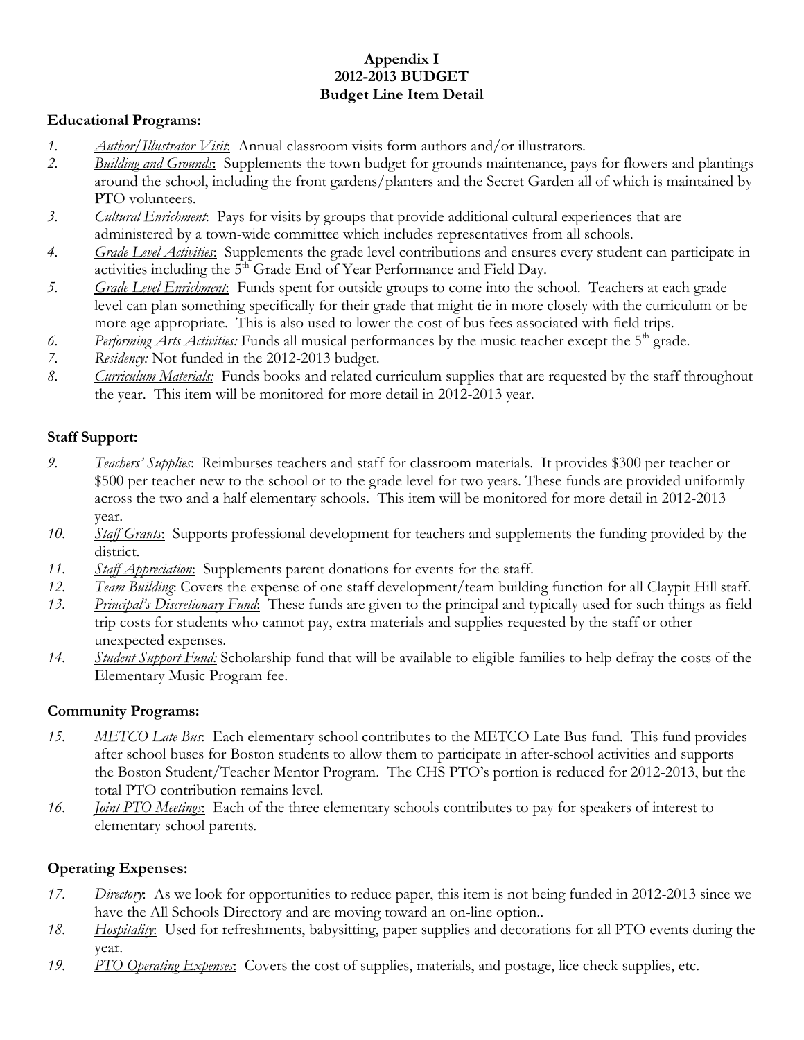**Appendix I**
**2012-2013 BUDGET**
**Budget Line Item Detail**

**Educational Programs:**

1. *Author/Illustrator Visit*: Annual classroom visits form authors and/or illustrators.
2. *Building and Grounds*: Supplements the town budget for grounds maintenance, pays for flowers and plantings around the school, including the front gardens/planters and the Secret Garden all of which is maintained by PTO volunteers.
3. *Cultural Enrichment*: Pays for visits by groups that provide additional cultural experiences that are administered by a town-wide committee which includes representatives from all schools.
4. *Grade Level Activities*: Supplements the grade level contributions and ensures every student can participate in activities including the 5th Grade End of Year Performance and Field Day.
5. *Grade Level Enrichment*: Funds spent for outside groups to come into the school. Teachers at each grade level can plan something specifically for their grade that might tie in more closely with the curriculum or be more age appropriate. This is also used to lower the cost of bus fees associated with field trips.
6. *Performing Arts Activities:* Funds all musical performances by the music teacher except the 5th grade.
7. *Residency:* Not funded in the 2012-2013 budget.
8. *Curriculum Materials:* Funds books and related curriculum supplies that are requested by the staff throughout the year. This item will be monitored for more detail in 2012-2013 year.

**Staff Support:**

9. *Teachers' Supplies*: Reimburses teachers and staff for classroom materials. It provides $300 per teacher or $500 per teacher new to the school or to the grade level for two years. These funds are provided uniformly across the two and a half elementary schools. This item will be monitored for more detail in 2012-2013 year.
10. *Staff Grants*: Supports professional development for teachers and supplements the funding provided by the district.
11. *Staff Appreciation*: Supplements parent donations for events for the staff.
12. *Team Building*: Covers the expense of one staff development/team building function for all Claypit Hill staff.
13. *Principal's Discretionary Fund*: These funds are given to the principal and typically used for such things as field trip costs for students who cannot pay, extra materials and supplies requested by the staff or other unexpected expenses.
14. *Student Support Fund:* Scholarship fund that will be available to eligible families to help defray the costs of the Elementary Music Program fee.

**Community Programs:**

15. *METCO Late Bus*: Each elementary school contributes to the METCO Late Bus fund. This fund provides after school buses for Boston students to allow them to participate in after-school activities and supports the Boston Student/Teacher Mentor Program. The CHS PTO's portion is reduced for 2012-2013, but the total PTO contribution remains level.
16. *Joint PTO Meetings*: Each of the three elementary schools contributes to pay for speakers of interest to elementary school parents.

**Operating Expenses:**

17. *Directory*: As we look for opportunities to reduce paper, this item is not being funded in 2012-2013 since we have the All Schools Directory and are moving toward an on-line option..
18. *Hospitality*: Used for refreshments, babysitting, paper supplies and decorations for all PTO events during the year.
19. *PTO Operating Expenses*: Covers the cost of supplies, materials, and postage, lice check supplies, etc.